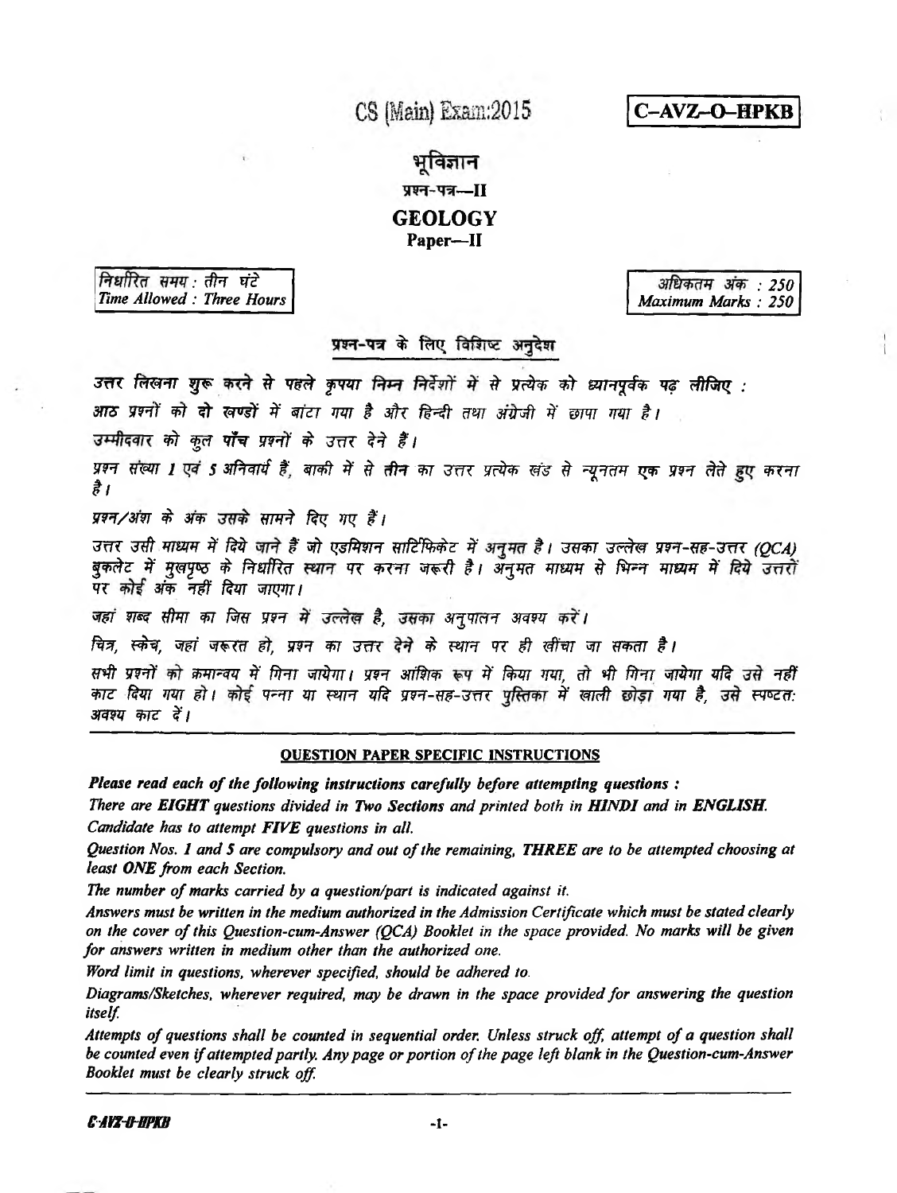CS (Main) Exam:2015

**C–AVZ–O–HPKB**

# भूविज्ञान

## प्रश्न-पत्र—II

# GEOLOGY

## Paper—II

| निर्धारित समय : तीन घंटे<br>*Time Allowed : Three Hours* | अधिकतम अंक : 250<br>*Maximum Marks : 250* |
|---|---|

### प्रश्न-पत्र के लिए विशिष्ट अनुदेश

*उत्तर लिखना शुरू करने से पहले कृपया निम्न निर्देशों में से प्रत्येक को ध्यानपूर्वक पढ़ लीजिए :*

*आठ प्रश्नों को **दो** खण्डों में बांटा गया है और हिन्दी तथा अंग्रेजी में छापा गया है।*

*उम्मीदवार को कुल **पाँच** प्रश्नों के उत्तर देने हैं।*

*प्रश्न संख्या 1 एवं 5 अनिवार्य हैं, बाकी में से **तीन** का उत्तर प्रत्येक खंड से न्यूनतम **एक** प्रश्न लेते हुए करना है।*

*प्रश्न/अंश के अंक उसके सामने दिए गए हैं।*

*उत्तर उसी माध्यम में दिये जाने हैं जो एडमिशन सार्टिफिकेट में अनुमत है। उसका उल्लेख प्रश्न-सह-उत्तर (QCA) बुकलेट में मुखपृष्ठ के निर्धारित स्थान पर करना जरूरी है। अनुमत माध्यम से भिन्न माध्यम में दिये उत्तरों पर कोई अंक नहीं दिया जाएगा।*

*जहां शब्द सीमा का जिस प्रश्न में उल्लेख है, उसका अनुपालन अवश्य करें।*

*चित्र, स्केच, जहां जरूरत हो, प्रश्न का उत्तर देने के स्थान पर ही खींचा जा सकता है।*

*सभी प्रश्नों को क्रमान्वय में गिना जायेगा। प्रश्न आंशिक रूप में किया गया, तो भी गिना जायेगा यदि उसे नहीं काट दिया गया हो। कोई पन्ना या स्थान यदि प्रश्न-सह-उत्तर पुस्तिका में खाली छोड़ा गया है, उसे स्पष्टतः अवश्य काट दें।*

---

### QUESTION PAPER SPECIFIC INSTRUCTIONS

***Please read each of the following instructions carefully before attempting questions :***

*There are **EIGHT** questions divided in **Two Sections** and printed both in **HINDI** and in **ENGLISH**.*

*Candidate has to attempt **FIVE** questions in all.*

*Question Nos. 1 and 5 are compulsory and out of the remaining, **THREE** are to be attempted choosing at least **ONE** from each Section.*

*The number of marks carried by a question/part is indicated against it.*

*Answers must be written in the medium authorized in the Admission Certificate which must be stated clearly on the cover of this Question-cum-Answer (QCA) Booklet in the space provided. No marks will be given for answers written in medium other than the authorized one.*

*Word limit in questions, wherever specified, should be adhered to.*

*Diagrams/Sketches, wherever required, may be drawn in the space provided for answering the question itself.*

*Attempts of questions shall be counted in sequential order. Unless struck off, attempt of a question shall be counted even if attempted partly. Any page or portion of the page left blank in the Question-cum-Answer Booklet must be clearly struck off.*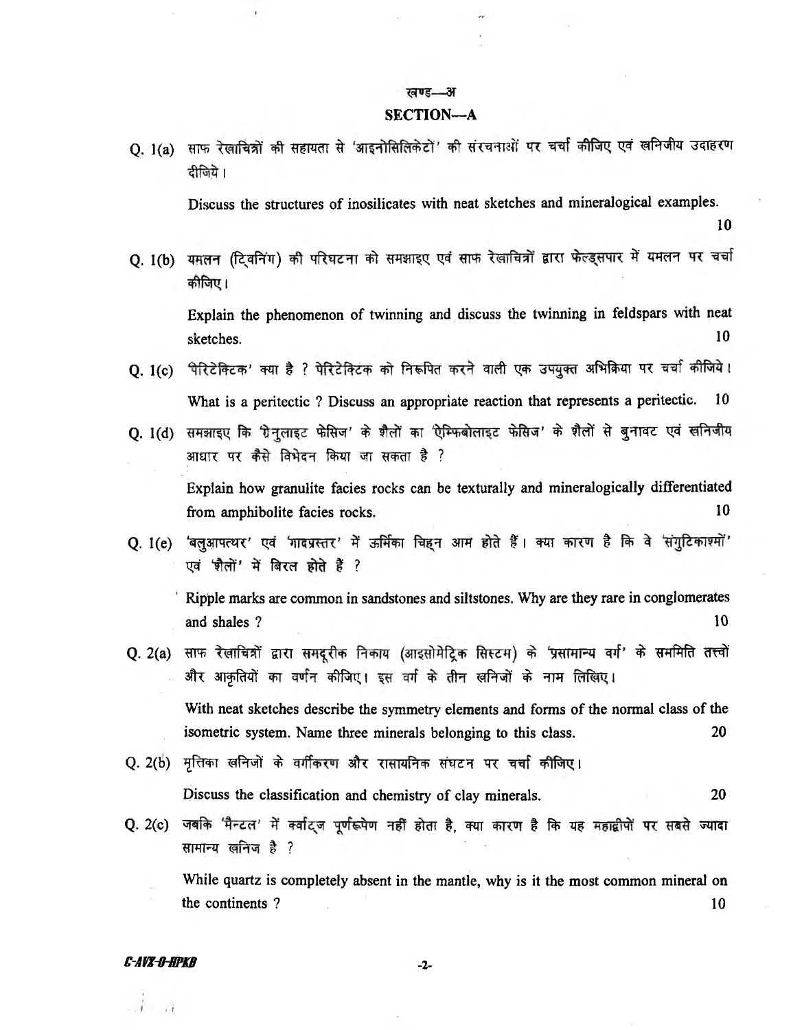## खण्ड—अ

## SECTION—A

Q. 1(a) साफ रेखाचित्रों की सहायता से 'आइनोसिलिकेटों' की संरचनाओं पर चर्चा कीजिए एवं खनिजीय उदाहरण दीजिये।

Discuss the structures of inosilicates with neat sketches and mineralogical examples. 10

Q. 1(b) यमलन (ट्विनिंग) की परिघटना को समझाइए एवं साफ रेखाचित्रों द्वारा फेल्ड्सपार में यमलन पर चर्चा कीजिए।

Explain the phenomenon of twinning and discuss the twinning in feldspars with neat sketches. 10

Q. 1(c) 'पेरिटेक्टिक' क्या है ? पेरिटेक्टिक को निरूपित करने वाली एक उपयुक्त अभिक्रिया पर चर्चा कीजिये।

What is a peritectic ? Discuss an appropriate reaction that represents a peritectic. 10

Q. 1(d) समझाइए कि 'ग्रेनुलाइट फेसिज' के शैलों का 'ऐम्फिबोलाइट फेसिज' के शैलों से बुनावट एवं खनिजीय आधार पर कैसे विभेदन किया जा सकता है ?

Explain how granulite facies rocks can be texturally and mineralogically differentiated from amphibolite facies rocks. 10

Q. 1(e) 'बलुआपत्थर' एवं 'गादप्रस्तर' में ऊर्मिका चिह्न आम होते हैं। क्या कारण है कि वे 'संगुटिकाश्मों' एवं 'शैलों' में बिरल होते हैं ?

Ripple marks are common in sandstones and siltstones. Why are they rare in conglomerates and shales ? 10

Q. 2(a) साफ रेखाचित्रों द्वारा समदूरीक निकाय (आइसोमेट्रिक सिस्टम) के 'प्रसामान्य वर्ग' के सममिति तत्त्वों और आकृतियों का वर्णन कीजिए। इस वर्ग के तीन खनिजों के नाम लिखिए।

With neat sketches describe the symmetry elements and forms of the normal class of the isometric system. Name three minerals belonging to this class. 20

Q. 2(b) मृत्तिका खनिजों के वर्गीकरण और रासायनिक संघटन पर चर्चा कीजिए।

Discuss the classification and chemistry of clay minerals. 20

Q. 2(c) जबकि 'मैन्टल' में क्वार्ट्ज पूर्णरूपेण नहीं होता है, क्या कारण है कि यह महाद्वीपों पर सबसे ज्यादा सामान्य खनिज है ?

While quartz is completely absent in the mantle, why is it the most common mineral on the continents ? 10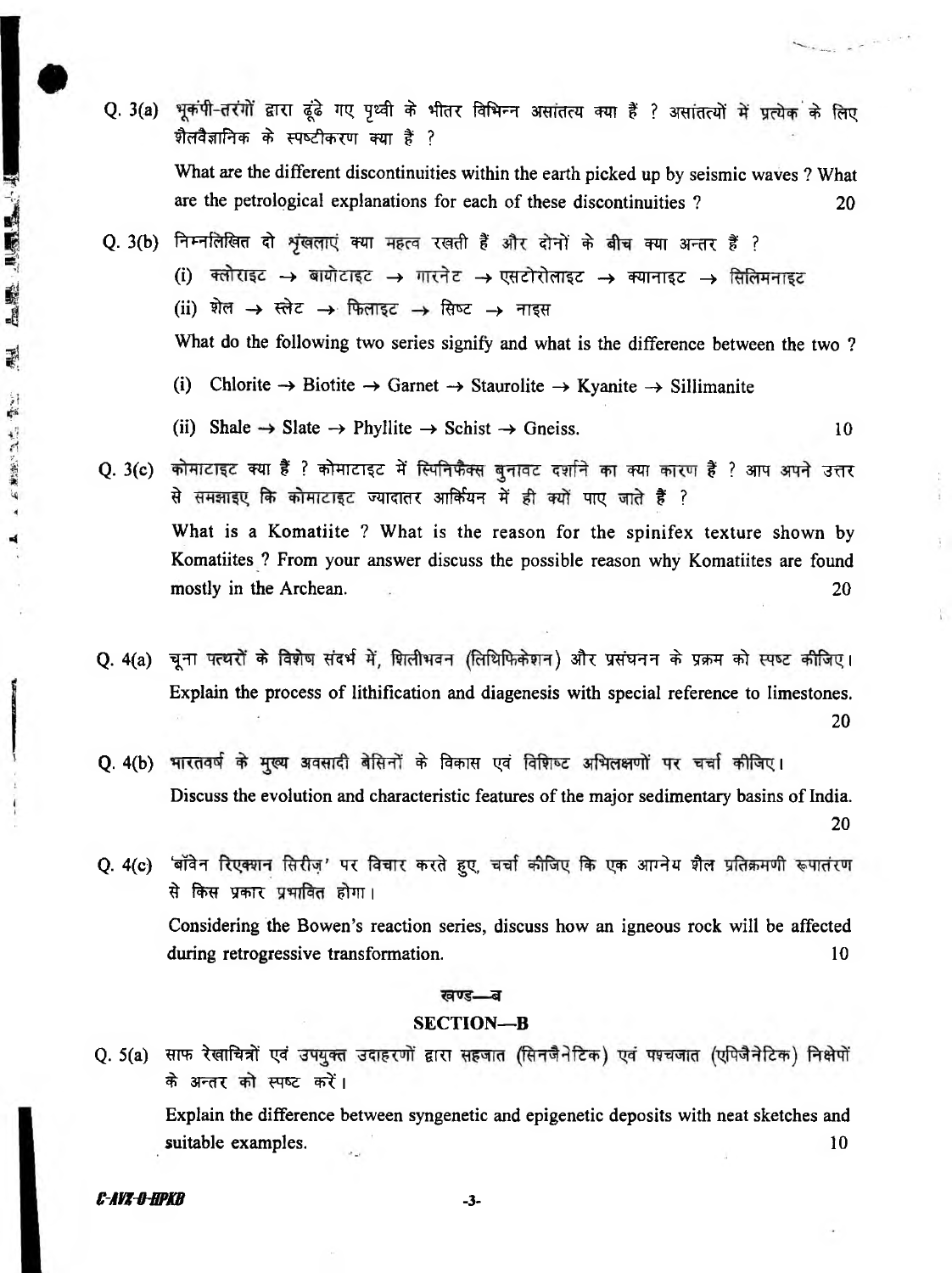Q. 3(a) भूकंपी-तरंगों द्वारा ढूंढे गए पृथ्वी के भीतर विभिन्न असांतत्य क्या हैं ? असांतत्यों में प्रत्येक के लिए शैलवैज्ञानिक के स्पष्टीकरण क्या है ?

What are the different discontinuities within the earth picked up by seismic waves ? What are the petrological explanations for each of these discontinuities ? 20

Q. 3(b) निम्नलिखित दो शृंखलाएं क्या महत्व रखती हैं और दोनों के बीच क्या अन्तर हैं ?

(i) क्लोराइट → बायोटाइट → गारनेट → एसटोरोलाइट → क्यानाइट → सिलिमनाइट

(ii) शेल → स्लेट → फिलाइट → सिष्ट → नाइस

What do the following two series signify and what is the difference between the two ?

(i) Chlorite → Biotite → Garnet → Staurolite → Kyanite → Sillimanite

(ii) Shale → Slate → Phyllite → Schist → Gneiss. 10

Q. 3(c) कोमाटाइट क्या है ? कोमाटाइट में स्पिनिफैक्स बुनावट दर्शाने का क्या कारण है ? आप अपने उत्तर से समझाइए कि कोमाटाइट ज्यादातर आर्कियन में ही क्यों पाए जाते हैं ?

What is a Komatiite ? What is the reason for the spinifex texture shown by Komatiites ? From your answer discuss the possible reason why Komatiites are found mostly in the Archean. 20

Q. 4(a) चूना पत्थरों के विशेष संदर्भ में, शिलीभवन (लिथिफिकेशन) और प्रसंघनन के प्रक्रम को स्पष्ट कीजिए।

Explain the process of lithification and diagenesis with special reference to limestones. 20

Q. 4(b) भारतवर्ष के मुख्य अवसादी बेसिनों के विकास एवं विशिष्ट अभिलक्षणों पर चर्चा कीजिए।

Discuss the evolution and characteristic features of the major sedimentary basins of India. 20

Q. 4(c) 'बॉवेन रिएक्शन सिरीज़' पर विचार करते हुए, चर्चा कीजिए कि एक आग्नेय शैल प्रतिक्रमणी रूपांतरण से किस प्रकार प्रभावित होगा।

Considering the Bowen's reaction series, discuss how an igneous rock will be affected during retrogressive transformation. 10

## खण्ड—ब

## SECTION—B

Q. 5(a) साफ रेखाचित्रों एवं उपयुक्त उदाहरणों द्वारा सहजात (सिनजैनेटिक) एवं पश्चजात (एपिजैनेटिक) निक्षेपों के अन्तर को स्पष्ट करें।

Explain the difference between syngenetic and epigenetic deposits with neat sketches and suitable examples. 10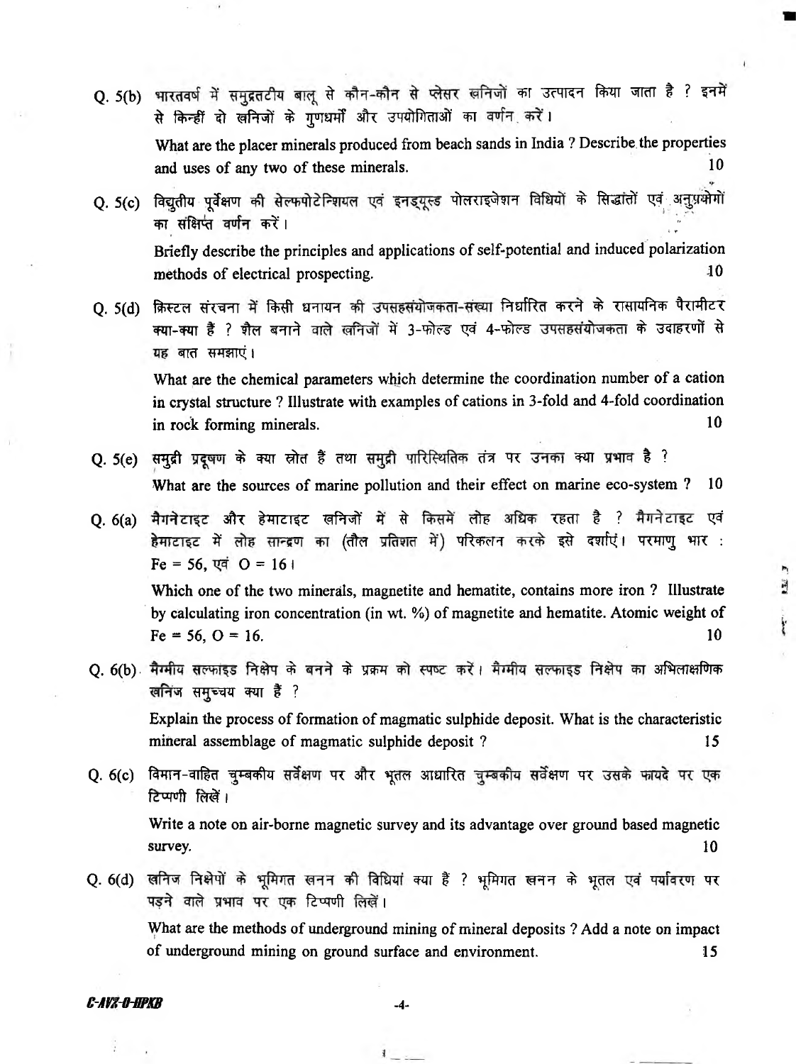Q. 5(b) भारतवर्ष में समुद्रतटीय बालू से कौन-कौन से प्लेसर खनिजों का उत्पादन किया जाता है ? इनमें से किन्हीं दो खनिजों के गुणधर्मों और उपयोगिताओं का वर्णन करें।

What are the placer minerals produced from beach sands in India ? Describe the properties and uses of any two of these minerals. 10

Q. 5(c) विद्युतीय पूर्वेक्षण की सेल्फपोटेन्शियल एवं इनड्यूस्ड पोलराइजेशन विधियों के सिद्धांतों एवं अनुप्रयोगों का संक्षिप्त वर्णन करें।

Briefly describe the principles and applications of self-potential and induced polarization methods of electrical prospecting. 10

Q. 5(d) क्रिस्टल संरचना में किसी धनायन की उपसहसंयोजकता-संख्या निर्धारित करने के रासायनिक पैरामीटर क्या-क्या हैं ? शैल बनाने वाले खनिजों में 3-फोल्ड एवं 4-फोल्ड उपसहसंयोजकता के उदाहरणों से यह बात समझाएं।

What are the chemical parameters which determine the coordination number of a cation in crystal structure ? Illustrate with examples of cations in 3-fold and 4-fold coordination in rock forming minerals. 10

Q. 5(e) समुद्री प्रदूषण के क्या स्रोत हैं तथा समुद्री पारिस्थितिक तंत्र पर उनका क्या प्रभाव है ?

What are the sources of marine pollution and their effect on marine eco-system ? 10

Q. 6(a) मैगनेटाइट और हेमाटाइट खनिजों में से किसमें लोह अधिक रहता है ? मैगनेटाइट एवं हेमाटाइट में लोह सान्द्रण का (तौल प्रतिशत में) परिकलन करके इसे दर्शाएं। परमाणु भार : Fe = 56, एवं O = 16।

Which one of the two minerals, magnetite and hematite, contains more iron ? Illustrate by calculating iron concentration (in wt. %) of magnetite and hematite. Atomic weight of Fe = 56, O = 16. 10

Q. 6(b) मैग्मीय सल्फाइड निक्षेप के बनने के प्रक्रम को स्पष्ट करें। मैग्मीय सल्फाइड निक्षेप का अभिलाक्षणिक खनिज समुच्चय क्या हैं ?

Explain the process of formation of magmatic sulphide deposit. What is the characteristic mineral assemblage of magmatic sulphide deposit ? 15

Q. 6(c) विमान-वाहित चुम्बकीय सर्वेक्षण पर और भूतल आधारित चुम्बकीय सर्वेक्षण पर उसके फायदे पर एक टिप्पणी लिखें।

Write a note on air-borne magnetic survey and its advantage over ground based magnetic survey. 10

Q. 6(d) खनिज निक्षेपों के भूमिगत खनन की विधियां क्या हैं ? भूमिगत खनन के भूतल एवं पर्यावरण पर पड़ने वाले प्रभाव पर एक टिप्पणी लिखें।

What are the methods of underground mining of mineral deposits ? Add a note on impact of underground mining on ground surface and environment. 15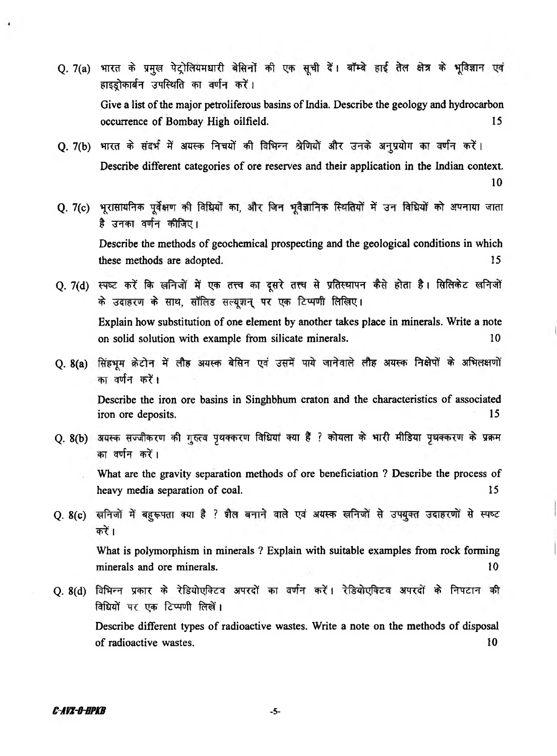Q. 7(a) भारत के प्रमुख पेट्रोलियमधारी बेसिनों की एक सूची दें। बॉम्बे हाई तेल क्षेत्र के भूविज्ञान एवं हाइड्रोकार्बन उपस्थिति का वर्णन करें।

Give a list of the major petroliferous basins of India. Describe the geology and hydrocarbon occurrence of Bombay High oilfield. 15

Q. 7(b) भारत के संदर्भ में अयस्क निचयों की विभिन्न श्रेणियों और उनके अनुप्रयोग का वर्णन करें।

Describe different categories of ore reserves and their application in the Indian context. 10

Q. 7(c) भूरासायनिक पूर्वेक्षण की विधियों का, और जिन भूवैज्ञानिक स्थितियों में उन विधियों को अपनाया जाता है उनका वर्णन कीजिए।

Describe the methods of geochemical prospecting and the geological conditions in which these methods are adopted. 15

Q. 7(d) स्पष्ट करें कि खनिजों में एक तत्त्व का दूसरे तत्त्व से प्रतिस्थापन कैसे होता है। सिलिकेट खनिजों के उदाहरण के साथ, सॉलिड सल्यूशन् पर एक टिप्पणी लिखिए।

Explain how substitution of one element by another takes place in minerals. Write a note on solid solution with example from silicate minerals. 10

Q. 8(a) सिंहभूम क्रेटोन में लौह अयस्क बेसिन एवं उसमें पाये जानेवाले लौह अयस्क निक्षेपों के अभिलक्षणों का वर्णन करें।

Describe the iron ore basins in Singhbhum craton and the characteristics of associated iron ore deposits. 15

Q. 8(b) अयस्क सज्जीकरण की गुरुत्व पृथक्करण विधियां क्या हैं ? कोयला के भारी मीडिया पृथक्करण के प्रक्रम का वर्णन करें।

What are the gravity separation methods of ore beneficiation ? Describe the process of heavy media separation of coal. 15

Q. 8(c) खनिजों में बहुरूपता क्या है ? शैल बनाने वाले एवं अयस्क खनिजों से उपयुक्त उदाहरणों से स्पष्ट करें।

What is polymorphism in minerals ? Explain with suitable examples from rock forming minerals and ore minerals. 10

Q. 8(d) विभिन्न प्रकार के रेडियोएक्टिव अपरदों का वर्णन करें। रेडियोएक्टिव अपरदों के निपटान की विधियों पर एक टिप्पणी लिखें।

Describe different types of radioactive wastes. Write a note on the methods of disposal of radioactive wastes. 10